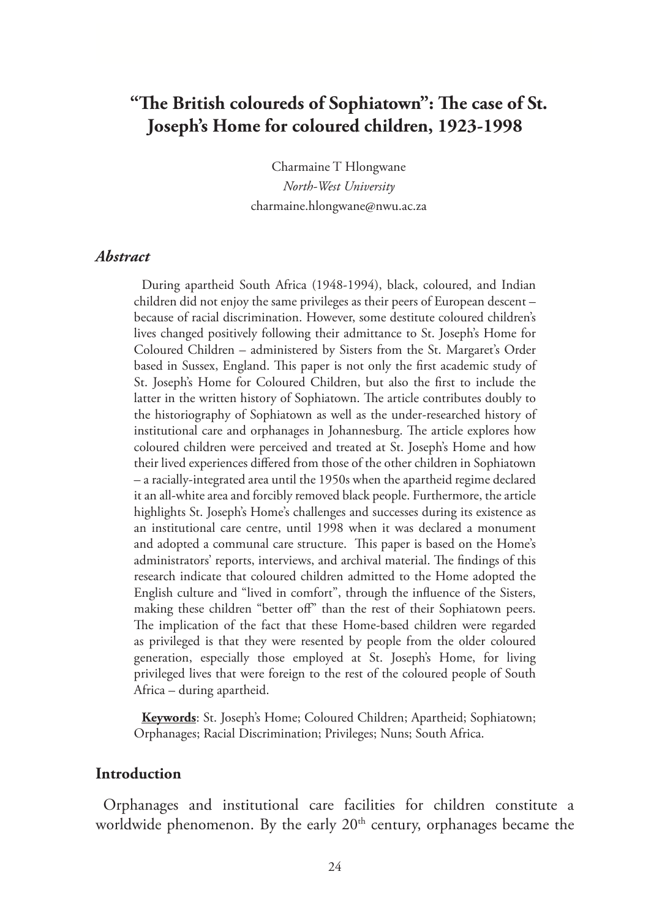# "The British coloureds of Sophiatown": The case of St. Joseph's Home for coloured children, 1923-1998

Charmaine T Hlongwane
*North-West University*
charmaine.hlongwane@nwu.ac.za

### *Abstract*

During apartheid South Africa (1948-1994), black, coloured, and Indian children did not enjoy the same privileges as their peers of European descent – because of racial discrimination. However, some destitute coloured children's lives changed positively following their admittance to St. Joseph's Home for Coloured Children – administered by Sisters from the St. Margaret's Order based in Sussex, England. This paper is not only the first academic study of St. Joseph's Home for Coloured Children, but also the first to include the latter in the written history of Sophiatown. The article contributes doubly to the historiography of Sophiatown as well as the under-researched history of institutional care and orphanages in Johannesburg. The article explores how coloured children were perceived and treated at St. Joseph's Home and how their lived experiences differed from those of the other children in Sophiatown – a racially-integrated area until the 1950s when the apartheid regime declared it an all-white area and forcibly removed black people. Furthermore, the article highlights St. Joseph's Home's challenges and successes during its existence as an institutional care centre, until 1998 when it was declared a monument and adopted a communal care structure. This paper is based on the Home's administrators' reports, interviews, and archival material. The findings of this research indicate that coloured children admitted to the Home adopted the English culture and "lived in comfort", through the influence of the Sisters, making these children "better off" than the rest of their Sophiatown peers. The implication of the fact that these Home-based children were regarded as privileged is that they were resented by people from the older coloured generation, especially those employed at St. Joseph's Home, for living privileged lives that were foreign to the rest of the coloured people of South Africa – during apartheid.

**Keywords**: St. Joseph's Home; Coloured Children; Apartheid; Sophiatown; Orphanages; Racial Discrimination; Privileges; Nuns; South Africa.

## Introduction

Orphanages and institutional care facilities for children constitute a worldwide phenomenon. By the early 20th century, orphanages became the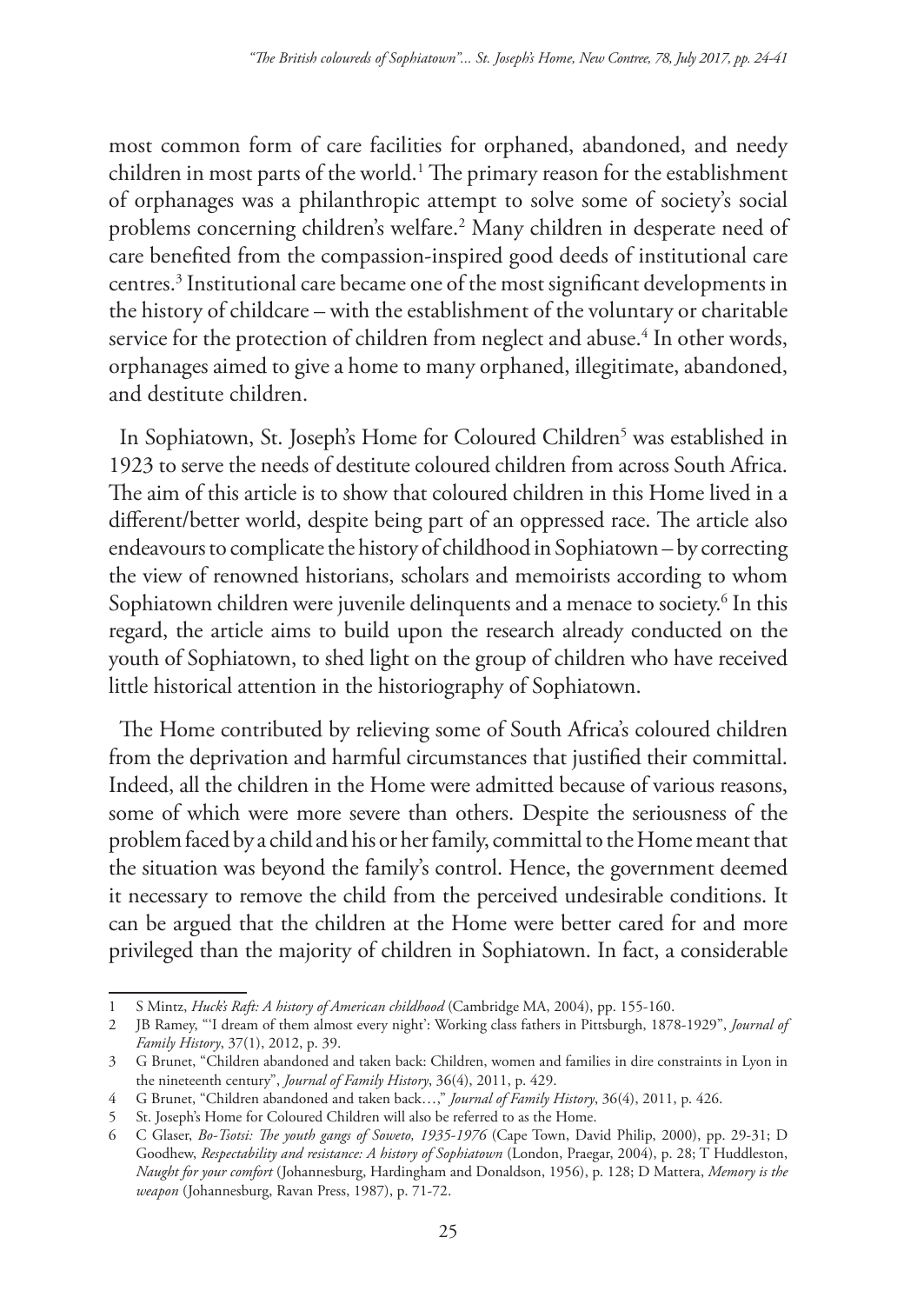most common form of care facilities for orphaned, abandoned, and needy children in most parts of the world.[1] The primary reason for the establishment of orphanages was a philanthropic attempt to solve some of society's social problems concerning children's welfare.[2] Many children in desperate need of care benefited from the compassion-inspired good deeds of institutional care centres.[3] Institutional care became one of the most significant developments in the history of childcare – with the establishment of the voluntary or charitable service for the protection of children from neglect and abuse.[4] In other words, orphanages aimed to give a home to many orphaned, illegitimate, abandoned, and destitute children.

In Sophiatown, St. Joseph's Home for Coloured Children[5] was established in 1923 to serve the needs of destitute coloured children from across South Africa. The aim of this article is to show that coloured children in this Home lived in a different/better world, despite being part of an oppressed race. The article also endeavours to complicate the history of childhood in Sophiatown – by correcting the view of renowned historians, scholars and memoirists according to whom Sophiatown children were juvenile delinquents and a menace to society.[6] In this regard, the article aims to build upon the research already conducted on the youth of Sophiatown, to shed light on the group of children who have received little historical attention in the historiography of Sophiatown.

The Home contributed by relieving some of South Africa's coloured children from the deprivation and harmful circumstances that justified their committal. Indeed, all the children in the Home were admitted because of various reasons, some of which were more severe than others. Despite the seriousness of the problem faced by a child and his or her family, committal to the Home meant that the situation was beyond the family's control. Hence, the government deemed it necessary to remove the child from the perceived undesirable conditions. It can be argued that the children at the Home were better cared for and more privileged than the majority of children in Sophiatown. In fact, a considerable

---

1 S Mintz, *Huck's Raft: A history of American childhood* (Cambridge MA, 2004), pp. 155-160.

2 JB Ramey, "'I dream of them almost every night': Working class fathers in Pittsburgh, 1878-1929", *Journal of Family History*, 37(1), 2012, p. 39.

3 G Brunet, "Children abandoned and taken back: Children, women and families in dire constraints in Lyon in the nineteenth century", *Journal of Family History*, 36(4), 2011, p. 429.

4 G Brunet, "Children abandoned and taken back…," *Journal of Family History*, 36(4), 2011, p. 426.

5 St. Joseph's Home for Coloured Children will also be referred to as the Home.

6 C Glaser, *Bo-Tsotsi: The youth gangs of Soweto, 1935-1976* (Cape Town, David Philip, 2000), pp. 29-31; D Goodhew, *Respectability and resistance: A history of Sophiatown* (London, Praegar, 2004), p. 28; T Huddleston, *Naught for your comfort* (Johannesburg, Hardingham and Donaldson, 1956), p. 128; D Mattera, *Memory is the weapon* (Johannesburg, Ravan Press, 1987), p. 71-72.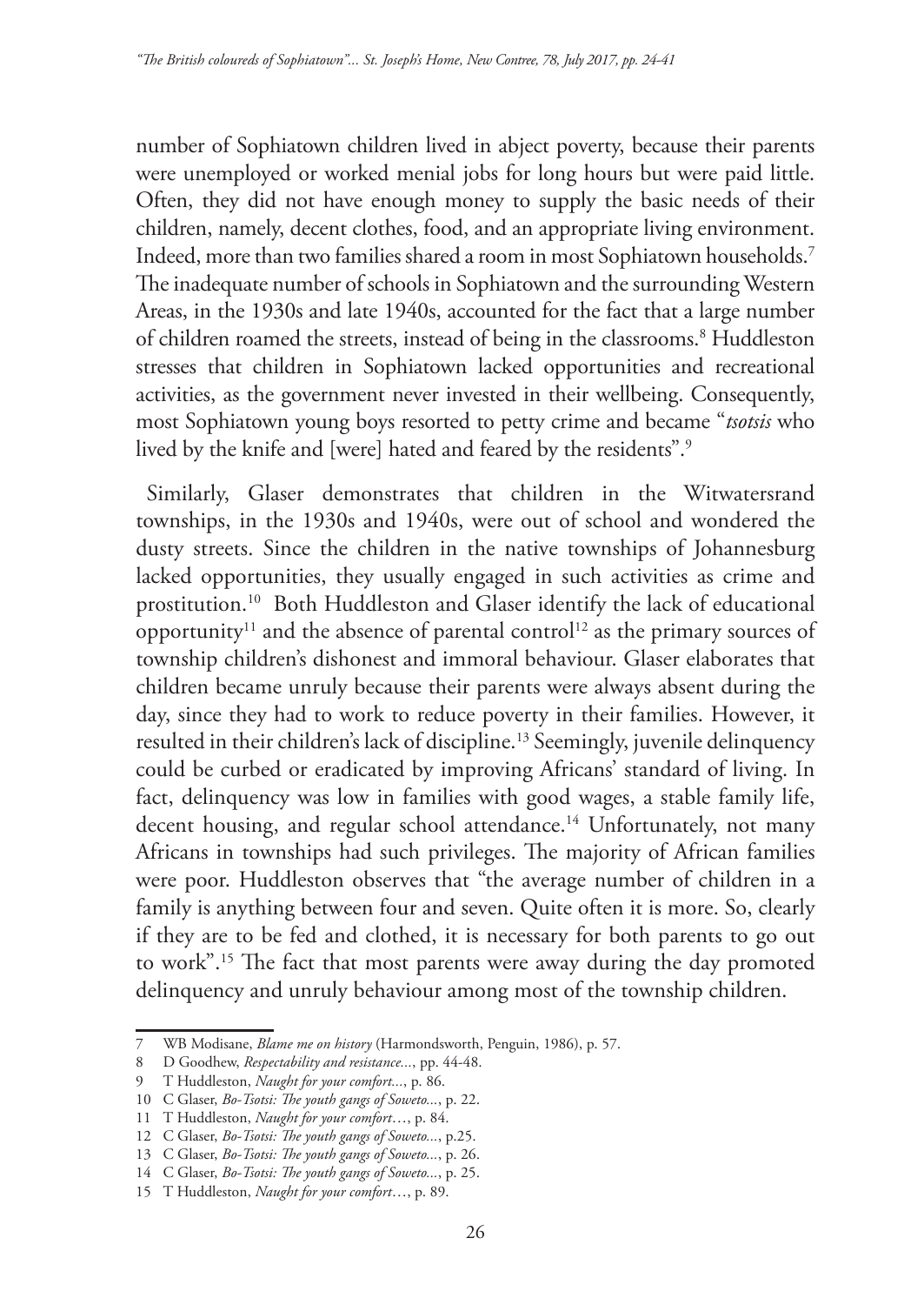number of Sophiatown children lived in abject poverty, because their parents were unemployed or worked menial jobs for long hours but were paid little. Often, they did not have enough money to supply the basic needs of their children, namely, decent clothes, food, and an appropriate living environment. Indeed, more than two families shared a room in most Sophiatown households.[7] The inadequate number of schools in Sophiatown and the surrounding Western Areas, in the 1930s and late 1940s, accounted for the fact that a large number of children roamed the streets, instead of being in the classrooms.[8] Huddleston stresses that children in Sophiatown lacked opportunities and recreational activities, as the government never invested in their wellbeing. Consequently, most Sophiatown young boys resorted to petty crime and became "*tsotsis* who lived by the knife and [were] hated and feared by the residents".[9]

Similarly, Glaser demonstrates that children in the Witwatersrand townships, in the 1930s and 1940s, were out of school and wondered the dusty streets. Since the children in the native townships of Johannesburg lacked opportunities, they usually engaged in such activities as crime and prostitution.[10] Both Huddleston and Glaser identify the lack of educational opportunity[11] and the absence of parental control[12] as the primary sources of township children's dishonest and immoral behaviour. Glaser elaborates that children became unruly because their parents were always absent during the day, since they had to work to reduce poverty in their families. However, it resulted in their children's lack of discipline.[13] Seemingly, juvenile delinquency could be curbed or eradicated by improving Africans' standard of living. In fact, delinquency was low in families with good wages, a stable family life, decent housing, and regular school attendance.[14] Unfortunately, not many Africans in townships had such privileges. The majority of African families were poor. Huddleston observes that "the average number of children in a family is anything between four and seven. Quite often it is more. So, clearly if they are to be fed and clothed, it is necessary for both parents to go out to work".[15] The fact that most parents were away during the day promoted delinquency and unruly behaviour among most of the township children.

---

7 WB Modisane, *Blame me on history* (Harmondsworth, Penguin, 1986), p. 57.

8 D Goodhew, *Respectability and resistance...*, pp. 44-48.

9 T Huddleston, *Naught for your comfort...*, p. 86.

10 C Glaser, *Bo-Tsotsi: The youth gangs of Soweto...*, p. 22.

11 T Huddleston, *Naught for your comfort*…, p. 84.

12 C Glaser, *Bo-Tsotsi: The youth gangs of Soweto...*, p.25.

13 C Glaser, *Bo-Tsotsi: The youth gangs of Soweto...*, p. 26.

14 C Glaser, *Bo-Tsotsi: The youth gangs of Soweto...*, p. 25.

15 T Huddleston, *Naught for your comfort*…, p. 89.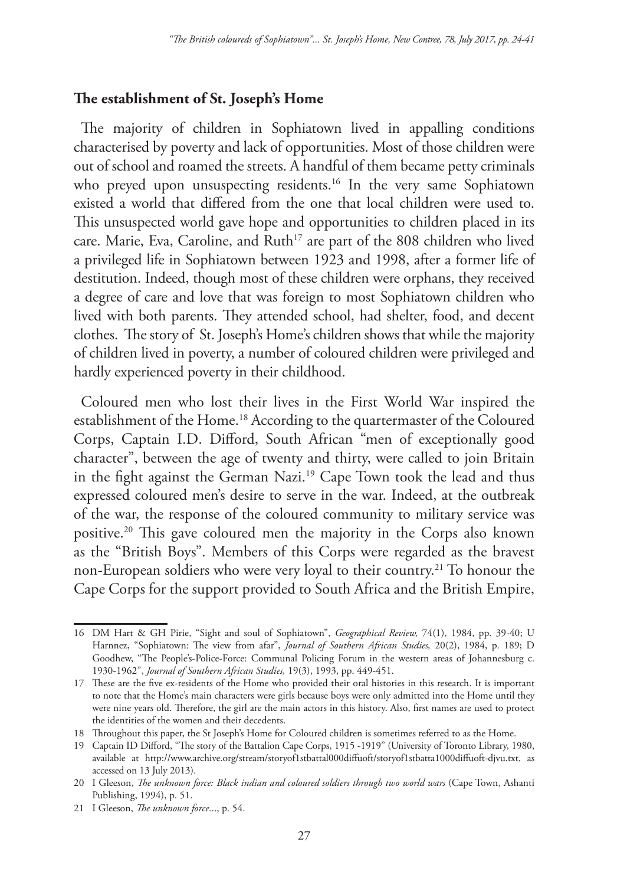### The establishment of St. Joseph's Home

The majority of children in Sophiatown lived in appalling conditions characterised by poverty and lack of opportunities. Most of those children were out of school and roamed the streets. A handful of them became petty criminals who preyed upon unsuspecting residents.[16] In the very same Sophiatown existed a world that differed from the one that local children were used to. This unsuspected world gave hope and opportunities to children placed in its care. Marie, Eva, Caroline, and Ruth[17] are part of the 808 children who lived a privileged life in Sophiatown between 1923 and 1998, after a former life of destitution. Indeed, though most of these children were orphans, they received a degree of care and love that was foreign to most Sophiatown children who lived with both parents. They attended school, had shelter, food, and decent clothes. The story of St. Joseph's Home's children shows that while the majority of children lived in poverty, a number of coloured children were privileged and hardly experienced poverty in their childhood.

Coloured men who lost their lives in the First World War inspired the establishment of the Home.[18] According to the quartermaster of the Coloured Corps, Captain I.D. Difford, South African "men of exceptionally good character", between the age of twenty and thirty, were called to join Britain in the fight against the German Nazi.[19] Cape Town took the lead and thus expressed coloured men's desire to serve in the war. Indeed, at the outbreak of the war, the response of the coloured community to military service was positive.[20] This gave coloured men the majority in the Corps also known as the "British Boys". Members of this Corps were regarded as the bravest non-European soldiers who were very loyal to their country.[21] To honour the Cape Corps for the support provided to South Africa and the British Empire,

---

16 DM Hart & GH Pirie, "Sight and soul of Sophiatown", *Geographical Review,* 74(1), 1984, pp. 39-40; U Harnnez, "Sophiatown: The view from afar", *Journal of Southern African Studies,* 20(2), 1984, p. 189; D Goodhew, "The People's-Police-Force: Communal Policing Forum in the western areas of Johannesburg c. 1930-1962", *Journal of Southern African Studies,* 19(3), 1993, pp. 449-451.

17 These are the five ex-residents of the Home who provided their oral histories in this research. It is important to note that the Home's main characters were girls because boys were only admitted into the Home until they were nine years old. Therefore, the girl are the main actors in this history. Also, first names are used to protect the identities of the women and their decedents.

18 Throughout this paper, the St Joseph's Home for Coloured children is sometimes referred to as the Home.

19 Captain ID Difford, "The story of the Battalion Cape Corps, 1915 -1919" (University of Toronto Library, 1980, available at http://www.archive.org/stream/storyof1stbattal000diffuoft/storyof1stbatta1000diffuoft-djvu.txt, as accessed on 13 July 2013).

20 I Gleeson, *The unknown force: Black indian and coloured soldiers through two world wars* (Cape Town, Ashanti Publishing, 1994), p. 51.

21 I Gleeson, *The unknown force*..., p. 54.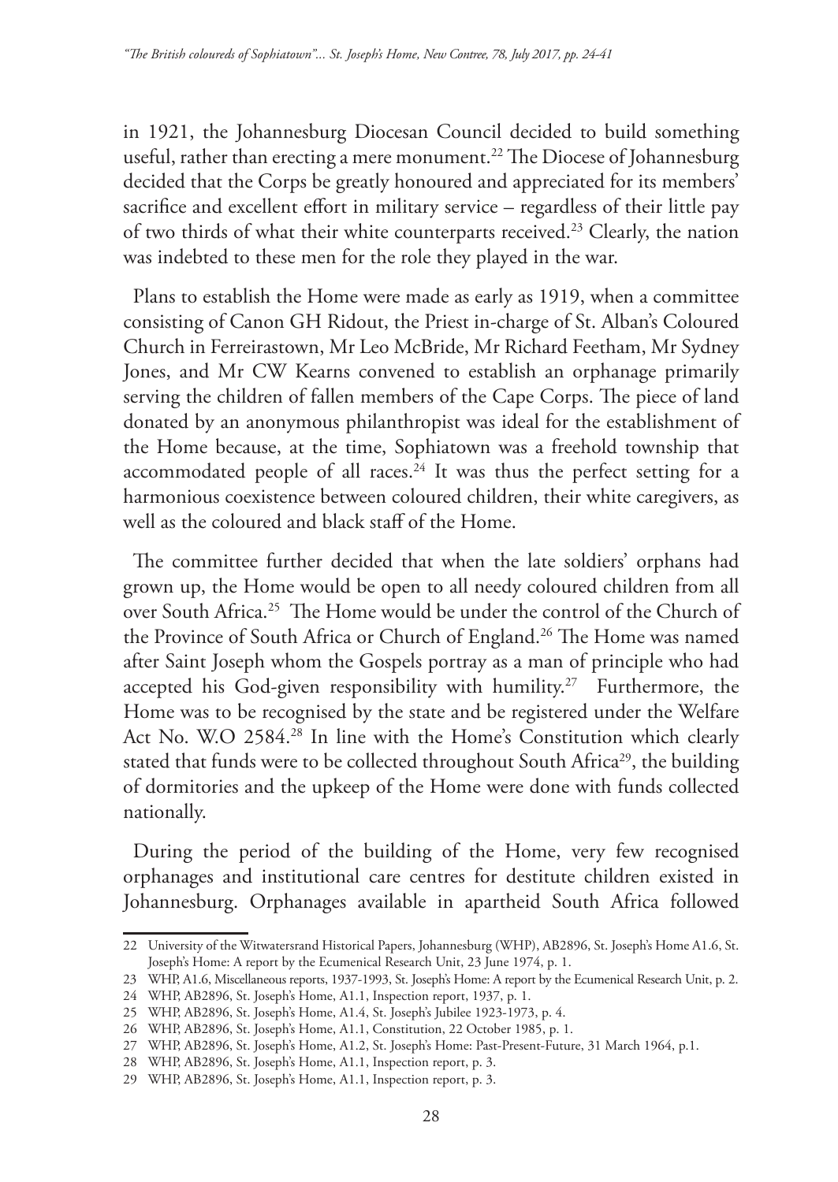in 1921, the Johannesburg Diocesan Council decided to build something useful, rather than erecting a mere monument.[22] The Diocese of Johannesburg decided that the Corps be greatly honoured and appreciated for its members' sacrifice and excellent effort in military service – regardless of their little pay of two thirds of what their white counterparts received.[23] Clearly, the nation was indebted to these men for the role they played in the war.

Plans to establish the Home were made as early as 1919, when a committee consisting of Canon GH Ridout, the Priest in-charge of St. Alban's Coloured Church in Ferreirastown, Mr Leo McBride, Mr Richard Feetham, Mr Sydney Jones, and Mr CW Kearns convened to establish an orphanage primarily serving the children of fallen members of the Cape Corps. The piece of land donated by an anonymous philanthropist was ideal for the establishment of the Home because, at the time, Sophiatown was a freehold township that accommodated people of all races.[24] It was thus the perfect setting for a harmonious coexistence between coloured children, their white caregivers, as well as the coloured and black staff of the Home.

The committee further decided that when the late soldiers' orphans had grown up, the Home would be open to all needy coloured children from all over South Africa.[25] The Home would be under the control of the Church of the Province of South Africa or Church of England.[26] The Home was named after Saint Joseph whom the Gospels portray as a man of principle who had accepted his God-given responsibility with humility.[27] Furthermore, the Home was to be recognised by the state and be registered under the Welfare Act No. W.O 2584.[28] In line with the Home's Constitution which clearly stated that funds were to be collected throughout South Africa[29], the building of dormitories and the upkeep of the Home were done with funds collected nationally.

During the period of the building of the Home, very few recognised orphanages and institutional care centres for destitute children existed in Johannesburg. Orphanages available in apartheid South Africa followed

---

22 University of the Witwatersrand Historical Papers, Johannesburg (WHP), AB2896, St. Joseph's Home A1.6, St. Joseph's Home: A report by the Ecumenical Research Unit, 23 June 1974, p. 1.

23 WHP, A1.6, Miscellaneous reports, 1937-1993, St. Joseph's Home: A report by the Ecumenical Research Unit, p. 2.

24 WHP, AB2896, St. Joseph's Home, A1.1, Inspection report, 1937, p. 1.

25 WHP, AB2896, St. Joseph's Home, A1.4, St. Joseph's Jubilee 1923-1973, p. 4.

26 WHP, AB2896, St. Joseph's Home, A1.1, Constitution, 22 October 1985, p. 1.

27 WHP, AB2896, St. Joseph's Home, A1.2, St. Joseph's Home: Past-Present-Future, 31 March 1964, p.1.

28 WHP, AB2896, St. Joseph's Home, A1.1, Inspection report, p. 3.

29 WHP, AB2896, St. Joseph's Home, A1.1, Inspection report, p. 3.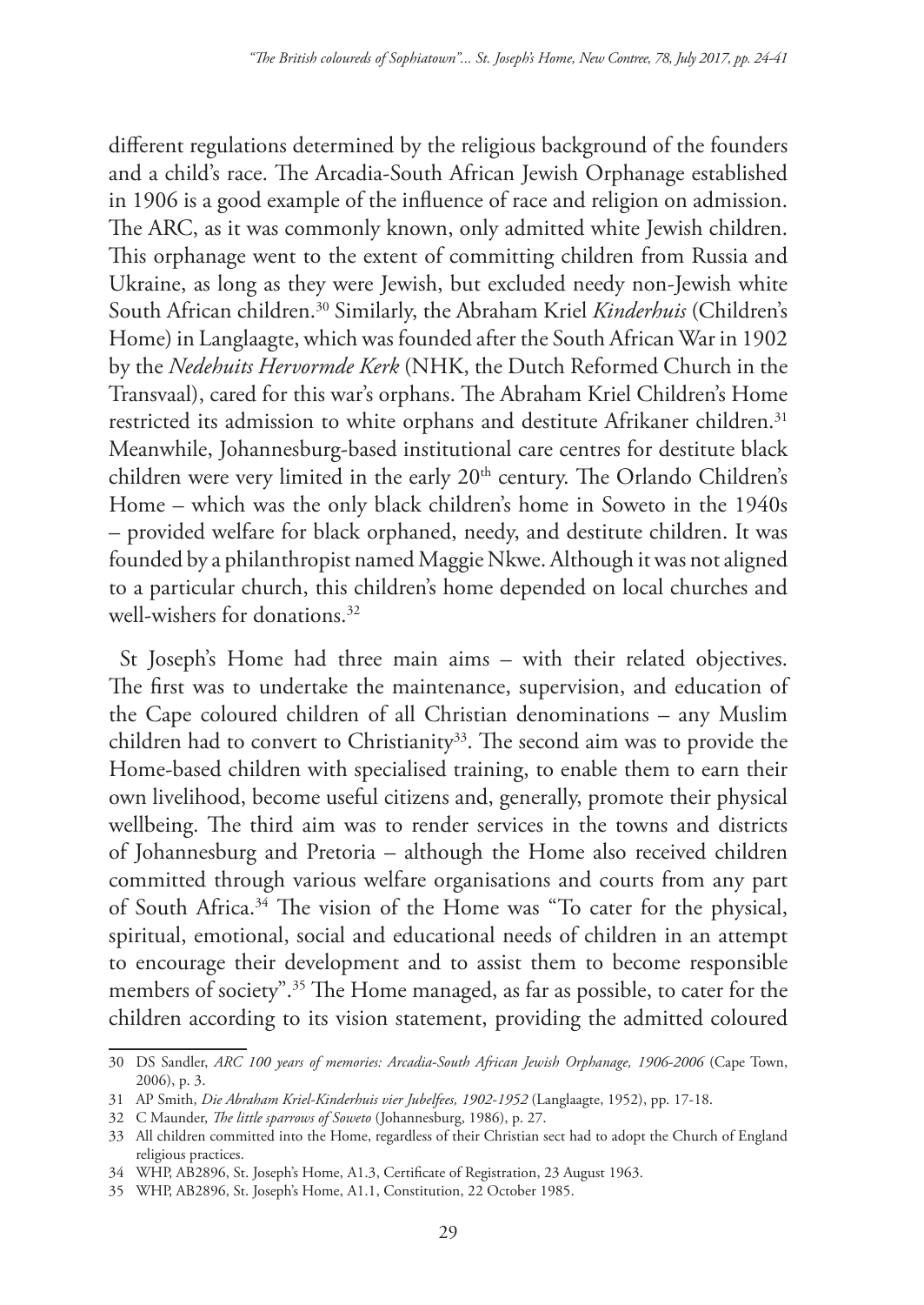different regulations determined by the religious background of the founders and a child's race. The Arcadia-South African Jewish Orphanage established in 1906 is a good example of the influence of race and religion on admission. The ARC, as it was commonly known, only admitted white Jewish children. This orphanage went to the extent of committing children from Russia and Ukraine, as long as they were Jewish, but excluded needy non-Jewish white South African children.[30] Similarly, the Abraham Kriel *Kinderhuis* (Children's Home) in Langlaagte, which was founded after the South African War in 1902 by the *Nedehuits Hervormde Kerk* (NHK, the Dutch Reformed Church in the Transvaal), cared for this war's orphans. The Abraham Kriel Children's Home restricted its admission to white orphans and destitute Afrikaner children.[31] Meanwhile, Johannesburg-based institutional care centres for destitute black children were very limited in the early 20th century. The Orlando Children's Home – which was the only black children's home in Soweto in the 1940s – provided welfare for black orphaned, needy, and destitute children. It was founded by a philanthropist named Maggie Nkwe. Although it was not aligned to a particular church, this children's home depended on local churches and well-wishers for donations.[32]

St Joseph's Home had three main aims – with their related objectives. The first was to undertake the maintenance, supervision, and education of the Cape coloured children of all Christian denominations – any Muslim children had to convert to Christianity[33]. The second aim was to provide the Home-based children with specialised training, to enable them to earn their own livelihood, become useful citizens and, generally, promote their physical wellbeing. The third aim was to render services in the towns and districts of Johannesburg and Pretoria – although the Home also received children committed through various welfare organisations and courts from any part of South Africa.[34] The vision of the Home was "To cater for the physical, spiritual, emotional, social and educational needs of children in an attempt to encourage their development and to assist them to become responsible members of society".[35] The Home managed, as far as possible, to cater for the children according to its vision statement, providing the admitted coloured

---

30 DS Sandler, *ARC 100 years of memories: Arcadia-South African Jewish Orphanage, 1906-2006* (Cape Town, 2006), p. 3.

31 AP Smith, *Die Abraham Kriel-Kinderhuis vier Jubelfees, 1902-1952* (Langlaagte, 1952), pp. 17-18.

32 C Maunder, *The little sparrows of Soweto* (Johannesburg, 1986), p. 27.

33 All children committed into the Home, regardless of their Christian sect had to adopt the Church of England religious practices.

34 WHP, AB2896, St. Joseph's Home, A1.3, Certificate of Registration, 23 August 1963.

35 WHP, AB2896, St. Joseph's Home, A1.1, Constitution, 22 October 1985.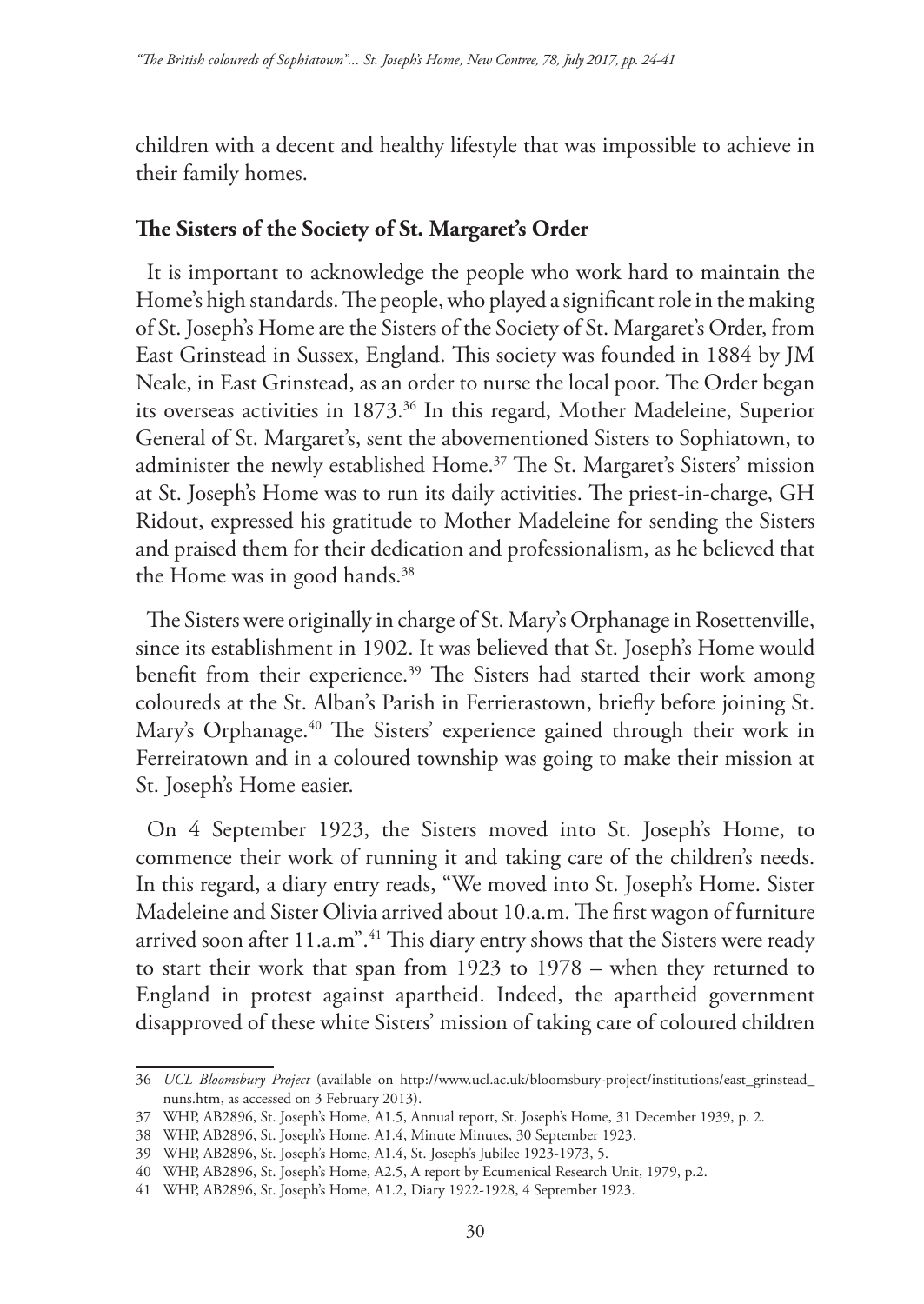children with a decent and healthy lifestyle that was impossible to achieve in their family homes.

## The Sisters of the Society of St. Margaret's Order

It is important to acknowledge the people who work hard to maintain the Home's high standards. The people, who played a significant role in the making of St. Joseph's Home are the Sisters of the Society of St. Margaret's Order, from East Grinstead in Sussex, England. This society was founded in 1884 by JM Neale, in East Grinstead, as an order to nurse the local poor. The Order began its overseas activities in 1873.[36] In this regard, Mother Madeleine, Superior General of St. Margaret's, sent the abovementioned Sisters to Sophiatown, to administer the newly established Home.[37] The St. Margaret's Sisters' mission at St. Joseph's Home was to run its daily activities. The priest-in-charge, GH Ridout, expressed his gratitude to Mother Madeleine for sending the Sisters and praised them for their dedication and professionalism, as he believed that the Home was in good hands.[38]

The Sisters were originally in charge of St. Mary's Orphanage in Rosettenville, since its establishment in 1902. It was believed that St. Joseph's Home would benefit from their experience.[39] The Sisters had started their work among coloureds at the St. Alban's Parish in Ferrierastown, briefly before joining St. Mary's Orphanage.[40] The Sisters' experience gained through their work in Ferreiratown and in a coloured township was going to make their mission at St. Joseph's Home easier.

On 4 September 1923, the Sisters moved into St. Joseph's Home, to commence their work of running it and taking care of the children's needs. In this regard, a diary entry reads, "We moved into St. Joseph's Home. Sister Madeleine and Sister Olivia arrived about 10.a.m. The first wagon of furniture arrived soon after 11.a.m".[41] This diary entry shows that the Sisters were ready to start their work that span from 1923 to 1978 – when they returned to England in protest against apartheid. Indeed, the apartheid government disapproved of these white Sisters' mission of taking care of coloured children

---

36 *UCL Bloomsbury Project* (available on http://www.ucl.ac.uk/bloomsbury-project/institutions/east_grinstead_nuns.htm, as accessed on 3 February 2013).

37 WHP, AB2896, St. Joseph's Home, A1.5, Annual report, St. Joseph's Home, 31 December 1939, p. 2.

38 WHP, AB2896, St. Joseph's Home, A1.4, Minute Minutes, 30 September 1923.

39 WHP, AB2896, St. Joseph's Home, A1.4, St. Joseph's Jubilee 1923-1973, 5.

40 WHP, AB2896, St. Joseph's Home, A2.5, A report by Ecumenical Research Unit, 1979, p.2.

41 WHP, AB2896, St. Joseph's Home, A1.2, Diary 1922-1928, 4 September 1923.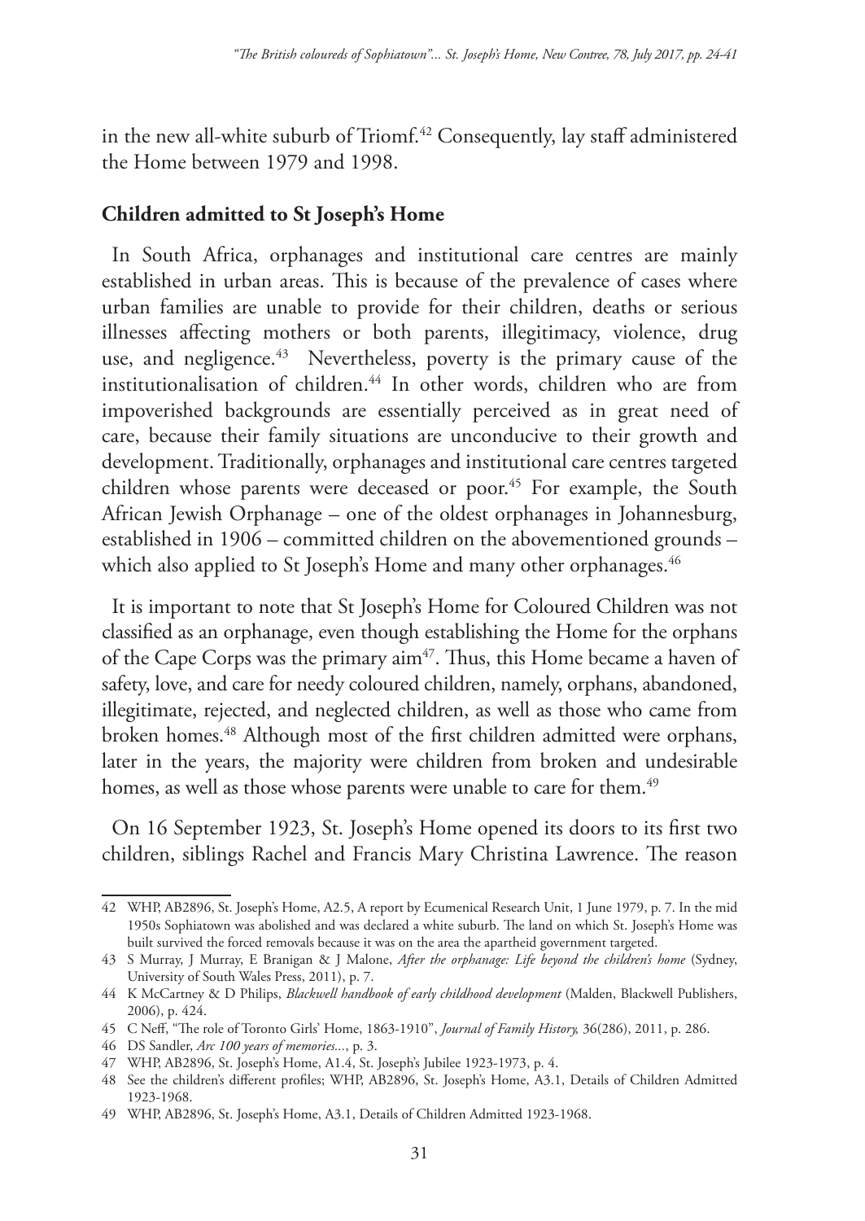in the new all-white suburb of Triomf.[42] Consequently, lay staff administered the Home between 1979 and 1998.

## Children admitted to St Joseph's Home

In South Africa, orphanages and institutional care centres are mainly established in urban areas. This is because of the prevalence of cases where urban families are unable to provide for their children, deaths or serious illnesses affecting mothers or both parents, illegitimacy, violence, drug use, and negligence.[43] Nevertheless, poverty is the primary cause of the institutionalisation of children.[44] In other words, children who are from impoverished backgrounds are essentially perceived as in great need of care, because their family situations are unconducive to their growth and development. Traditionally, orphanages and institutional care centres targeted children whose parents were deceased or poor.[45] For example, the South African Jewish Orphanage – one of the oldest orphanages in Johannesburg, established in 1906 – committed children on the abovementioned grounds – which also applied to St Joseph's Home and many other orphanages.[46]

It is important to note that St Joseph's Home for Coloured Children was not classified as an orphanage, even though establishing the Home for the orphans of the Cape Corps was the primary aim[47]. Thus, this Home became a haven of safety, love, and care for needy coloured children, namely, orphans, abandoned, illegitimate, rejected, and neglected children, as well as those who came from broken homes.[48] Although most of the first children admitted were orphans, later in the years, the majority were children from broken and undesirable homes, as well as those whose parents were unable to care for them.[49]

On 16 September 1923, St. Joseph's Home opened its doors to its first two children, siblings Rachel and Francis Mary Christina Lawrence. The reason

---

42 WHP, AB2896, St. Joseph's Home, A2.5, A report by Ecumenical Research Unit, 1 June 1979, p. 7. In the mid 1950s Sophiatown was abolished and was declared a white suburb. The land on which St. Joseph's Home was built survived the forced removals because it was on the area the apartheid government targeted.

43 S Murray, J Murray, E Branigan & J Malone, *After the orphanage: Life beyond the children's home* (Sydney, University of South Wales Press, 2011), p. 7.

44 K McCartney & D Philips, *Blackwell handbook of early childhood development* (Malden, Blackwell Publishers, 2006), p. 424.

45 C Neff, "The role of Toronto Girls' Home, 1863-1910", *Journal of Family History,* 36(286), 2011, p. 286.

46 DS Sandler, *Arc 100 years of memories...*, p. 3.

47 WHP, AB2896, St. Joseph's Home, A1.4, St. Joseph's Jubilee 1923-1973, p. 4.

48 See the children's different profiles; WHP, AB2896, St. Joseph's Home, A3.1, Details of Children Admitted 1923-1968.

49 WHP, AB2896, St. Joseph's Home, A3.1, Details of Children Admitted 1923-1968.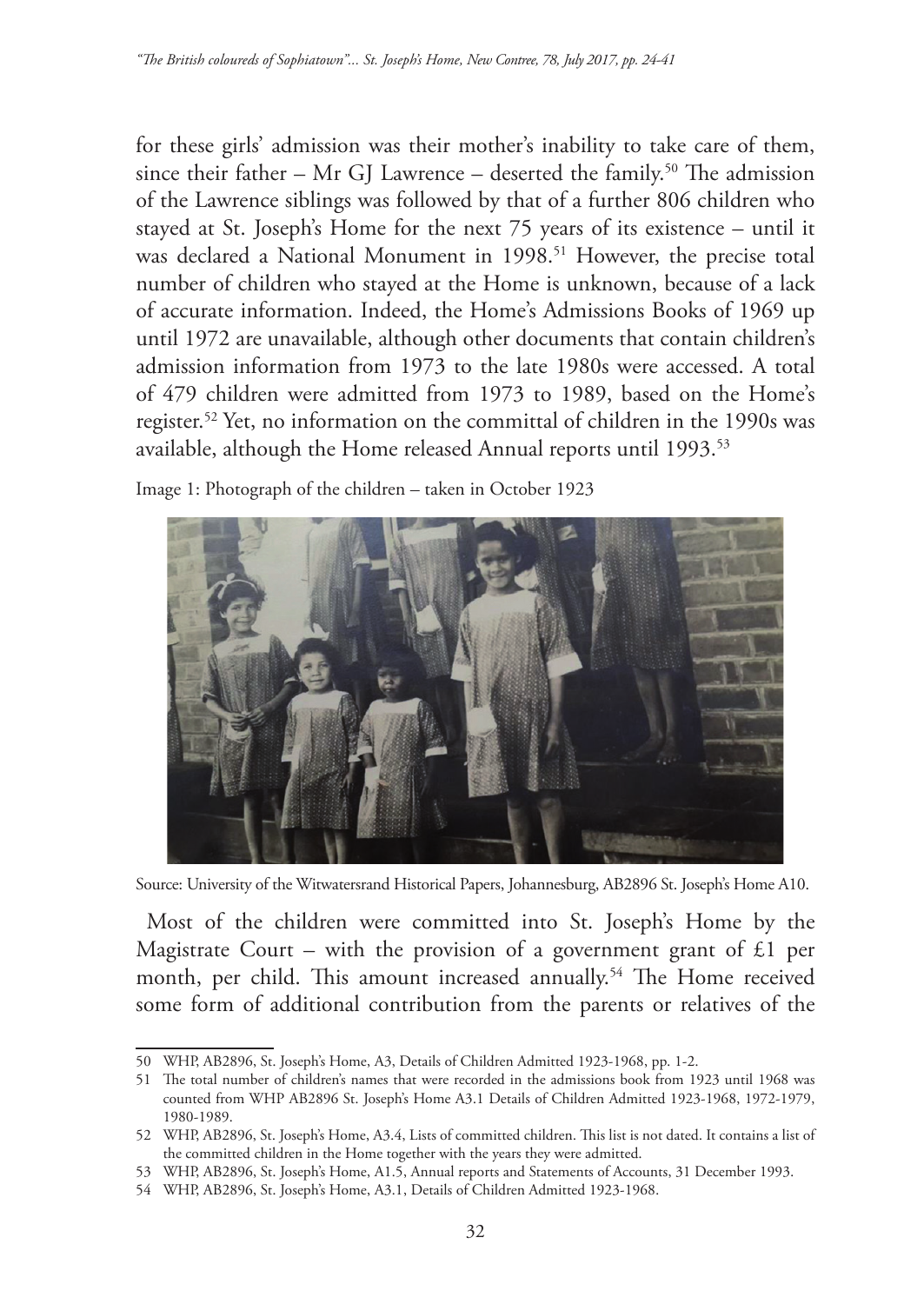for these girls' admission was their mother's inability to take care of them, since their father – Mr GJ Lawrence – deserted the family.[50] The admission of the Lawrence siblings was followed by that of a further 806 children who stayed at St. Joseph's Home for the next 75 years of its existence – until it was declared a National Monument in 1998.[51] However, the precise total number of children who stayed at the Home is unknown, because of a lack of accurate information. Indeed, the Home's Admissions Books of 1969 up until 1972 are unavailable, although other documents that contain children's admission information from 1973 to the late 1980s were accessed. A total of 479 children were admitted from 1973 to 1989, based on the Home's register.[52] Yet, no information on the committal of children in the 1990s was available, although the Home released Annual reports until 1993.[53]

Image 1: Photograph of the children – taken in October 1923

Source: University of the Witwatersrand Historical Papers, Johannesburg, AB2896 St. Joseph's Home A10.

Most of the children were committed into St. Joseph's Home by the Magistrate Court – with the provision of a government grant of £1 per month, per child. This amount increased annually.[54] The Home received some form of additional contribution from the parents or relatives of the

---

50 WHP, AB2896, St. Joseph's Home, A3, Details of Children Admitted 1923-1968, pp. 1-2.

51 The total number of children's names that were recorded in the admissions book from 1923 until 1968 was counted from WHP AB2896 St. Joseph's Home A3.1 Details of Children Admitted 1923-1968, 1972-1979, 1980-1989.

52 WHP, AB2896, St. Joseph's Home, A3.4, Lists of committed children. This list is not dated. It contains a list of the committed children in the Home together with the years they were admitted.

53 WHP, AB2896, St. Joseph's Home, A1.5, Annual reports and Statements of Accounts, 31 December 1993.

54 WHP, AB2896, St. Joseph's Home, A3.1, Details of Children Admitted 1923-1968.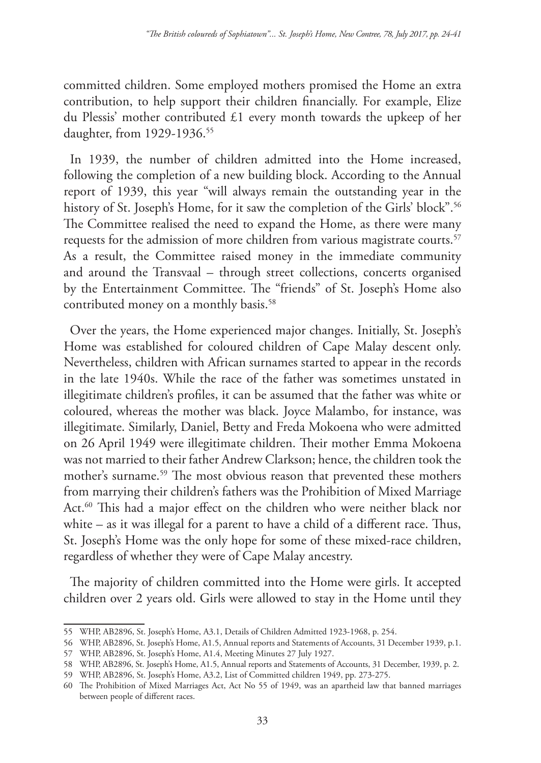committed children. Some employed mothers promised the Home an extra contribution, to help support their children financially. For example, Elize du Plessis' mother contributed £1 every month towards the upkeep of her daughter, from 1929-1936.[55]

In 1939, the number of children admitted into the Home increased, following the completion of a new building block. According to the Annual report of 1939, this year "will always remain the outstanding year in the history of St. Joseph's Home, for it saw the completion of the Girls' block".[56] The Committee realised the need to expand the Home, as there were many requests for the admission of more children from various magistrate courts.[57] As a result, the Committee raised money in the immediate community and around the Transvaal – through street collections, concerts organised by the Entertainment Committee. The "friends" of St. Joseph's Home also contributed money on a monthly basis.[58]

Over the years, the Home experienced major changes. Initially, St. Joseph's Home was established for coloured children of Cape Malay descent only. Nevertheless, children with African surnames started to appear in the records in the late 1940s. While the race of the father was sometimes unstated in illegitimate children's profiles, it can be assumed that the father was white or coloured, whereas the mother was black. Joyce Malambo, for instance, was illegitimate. Similarly, Daniel, Betty and Freda Mokoena who were admitted on 26 April 1949 were illegitimate children. Their mother Emma Mokoena was not married to their father Andrew Clarkson; hence, the children took the mother's surname.[59] The most obvious reason that prevented these mothers from marrying their children's fathers was the Prohibition of Mixed Marriage Act.[60] This had a major effect on the children who were neither black nor white – as it was illegal for a parent to have a child of a different race. Thus, St. Joseph's Home was the only hope for some of these mixed-race children, regardless of whether they were of Cape Malay ancestry.

The majority of children committed into the Home were girls. It accepted children over 2 years old. Girls were allowed to stay in the Home until they

---

55 WHP, AB2896, St. Joseph's Home, A3.1, Details of Children Admitted 1923-1968, p. 254.

56 WHP, AB2896, St. Joseph's Home, A1.5, Annual reports and Statements of Accounts, 31 December 1939, p.1.

57 WHP, AB2896, St. Joseph's Home, A1.4, Meeting Minutes 27 July 1927.

58 WHP, AB2896, St. Joseph's Home, A1.5, Annual reports and Statements of Accounts, 31 December, 1939, p. 2.

59 WHP, AB2896, St. Joseph's Home, A3.2, List of Committed children 1949, pp. 273-275.

60 The Prohibition of Mixed Marriages Act, Act No 55 of 1949, was an apartheid law that banned marriages between people of different races.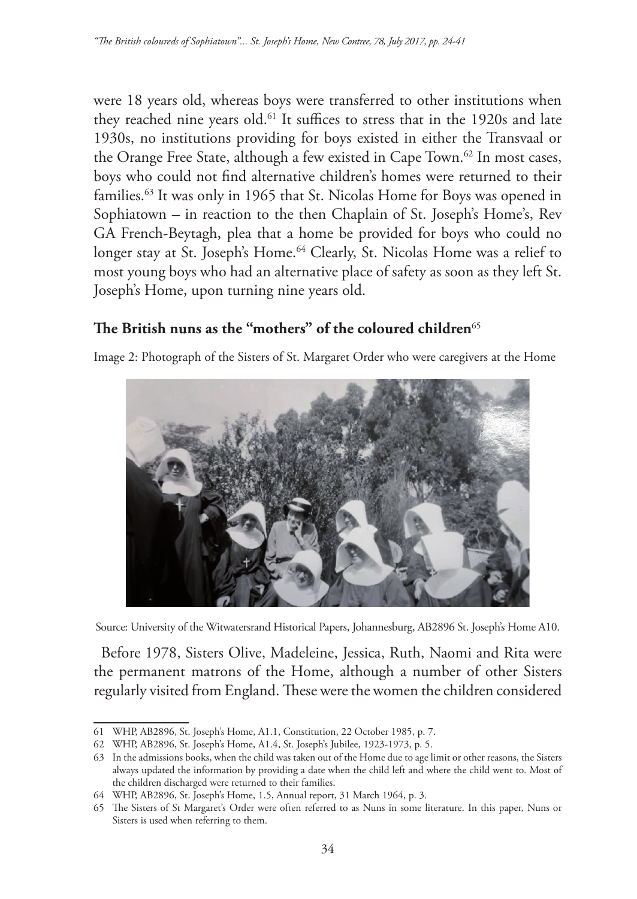were 18 years old, whereas boys were transferred to other institutions when they reached nine years old.[61] It suffices to stress that in the 1920s and late 1930s, no institutions providing for boys existed in either the Transvaal or the Orange Free State, although a few existed in Cape Town.[62] In most cases, boys who could not find alternative children's homes were returned to their families.[63] It was only in 1965 that St. Nicolas Home for Boys was opened in Sophiatown – in reaction to the then Chaplain of St. Joseph's Home's, Rev GA French-Beytagh, plea that a home be provided for boys who could no longer stay at St. Joseph's Home.[64] Clearly, St. Nicolas Home was a relief to most young boys who had an alternative place of safety as soon as they left St. Joseph's Home, upon turning nine years old.

## The British nuns as the "mothers" of the coloured children[65]

Image 2: Photograph of the Sisters of St. Margaret Order who were caregivers at the Home

Source: University of the Witwatersrand Historical Papers, Johannesburg, AB2896 St. Joseph's Home A10.

Before 1978, Sisters Olive, Madeleine, Jessica, Ruth, Naomi and Rita were the permanent matrons of the Home, although a number of other Sisters regularly visited from England. These were the women the children considered

---

61 WHP, AB2896, St. Joseph's Home, A1.1, Constitution, 22 October 1985, p. 7.

62 WHP, AB2896, St. Joseph's Home, A1.4, St. Joseph's Jubilee, 1923-1973, p. 5.

63 In the admissions books, when the child was taken out of the Home due to age limit or other reasons, the Sisters always updated the information by providing a date when the child left and where the child went to. Most of the children discharged were returned to their families.

64 WHP, AB2896, St. Joseph's Home, 1.5, Annual report, 31 March 1964, p. 3.

65 The Sisters of St Margaret's Order were often referred to as Nuns in some literature. In this paper, Nuns or Sisters is used when referring to them.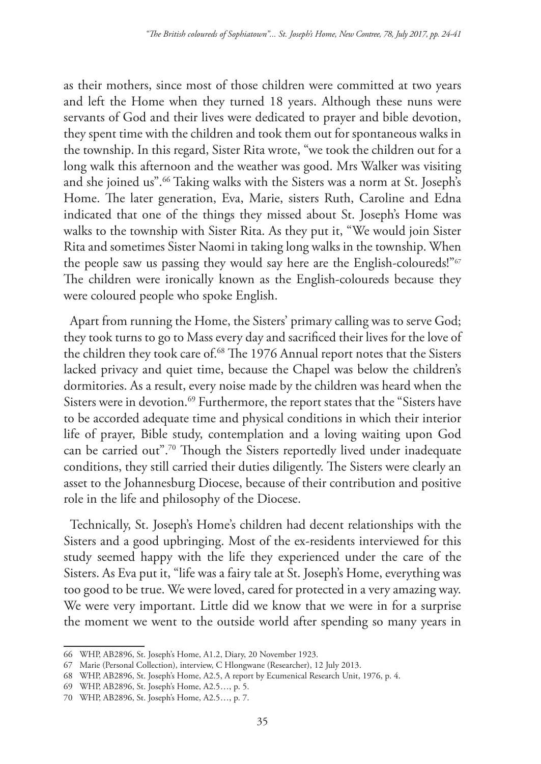as their mothers, since most of those children were committed at two years and left the Home when they turned 18 years. Although these nuns were servants of God and their lives were dedicated to prayer and bible devotion, they spent time with the children and took them out for spontaneous walks in the township. In this regard, Sister Rita wrote, "we took the children out for a long walk this afternoon and the weather was good. Mrs Walker was visiting and she joined us".[66] Taking walks with the Sisters was a norm at St. Joseph's Home. The later generation, Eva, Marie, sisters Ruth, Caroline and Edna indicated that one of the things they missed about St. Joseph's Home was walks to the township with Sister Rita. As they put it, "We would join Sister Rita and sometimes Sister Naomi in taking long walks in the township. When the people saw us passing they would say here are the English-coloureds!"[67] The children were ironically known as the English-coloureds because they were coloured people who spoke English.

Apart from running the Home, the Sisters' primary calling was to serve God; they took turns to go to Mass every day and sacrificed their lives for the love of the children they took care of.[68] The 1976 Annual report notes that the Sisters lacked privacy and quiet time, because the Chapel was below the children's dormitories. As a result, every noise made by the children was heard when the Sisters were in devotion.[69] Furthermore, the report states that the "Sisters have to be accorded adequate time and physical conditions in which their interior life of prayer, Bible study, contemplation and a loving waiting upon God can be carried out".[70] Though the Sisters reportedly lived under inadequate conditions, they still carried their duties diligently. The Sisters were clearly an asset to the Johannesburg Diocese, because of their contribution and positive role in the life and philosophy of the Diocese.

Technically, St. Joseph's Home's children had decent relationships with the Sisters and a good upbringing. Most of the ex-residents interviewed for this study seemed happy with the life they experienced under the care of the Sisters. As Eva put it, "life was a fairy tale at St. Joseph's Home, everything was too good to be true. We were loved, cared for protected in a very amazing way. We were very important. Little did we know that we were in for a surprise the moment we went to the outside world after spending so many years in

---

66 WHP, AB2896, St. Joseph's Home, A1.2, Diary, 20 November 1923.

67 Marie (Personal Collection), interview, C Hlongwane (Researcher), 12 July 2013.

68 WHP, AB2896, St. Joseph's Home, A2.5, A report by Ecumenical Research Unit, 1976, p. 4.

69 WHP, AB2896, St. Joseph's Home, A2.5…, p. 5.

70 WHP, AB2896, St. Joseph's Home, A2.5…, p. 7.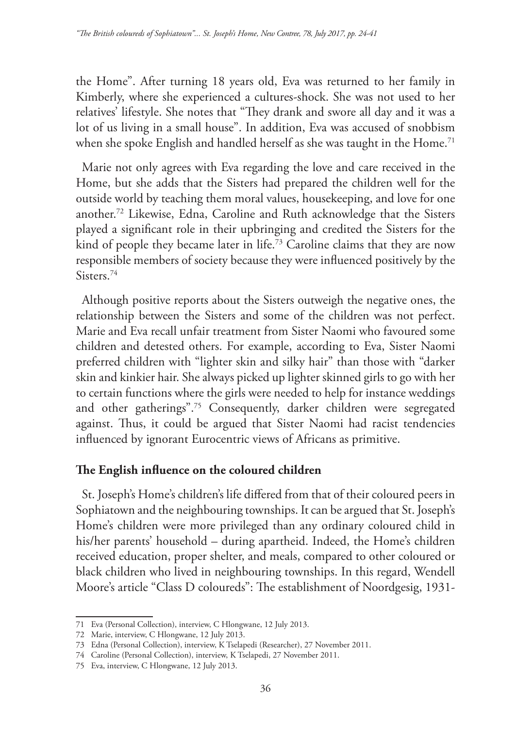the Home". After turning 18 years old, Eva was returned to her family in Kimberly, where she experienced a cultures-shock. She was not used to her relatives' lifestyle. She notes that "They drank and swore all day and it was a lot of us living in a small house". In addition, Eva was accused of snobbism when she spoke English and handled herself as she was taught in the Home.[71]

Marie not only agrees with Eva regarding the love and care received in the Home, but she adds that the Sisters had prepared the children well for the outside world by teaching them moral values, housekeeping, and love for one another.[72] Likewise, Edna, Caroline and Ruth acknowledge that the Sisters played a significant role in their upbringing and credited the Sisters for the kind of people they became later in life.[73] Caroline claims that they are now responsible members of society because they were influenced positively by the Sisters.[74]

Although positive reports about the Sisters outweigh the negative ones, the relationship between the Sisters and some of the children was not perfect. Marie and Eva recall unfair treatment from Sister Naomi who favoured some children and detested others. For example, according to Eva, Sister Naomi preferred children with "lighter skin and silky hair" than those with "darker skin and kinkier hair. She always picked up lighter skinned girls to go with her to certain functions where the girls were needed to help for instance weddings and other gatherings".[75] Consequently, darker children were segregated against. Thus, it could be argued that Sister Naomi had racist tendencies influenced by ignorant Eurocentric views of Africans as primitive.

## The English influence on the coloured children

St. Joseph's Home's children's life differed from that of their coloured peers in Sophiatown and the neighbouring townships. It can be argued that St. Joseph's Home's children were more privileged than any ordinary coloured child in his/her parents' household – during apartheid. Indeed, the Home's children received education, proper shelter, and meals, compared to other coloured or black children who lived in neighbouring townships. In this regard, Wendell Moore's article "Class D coloureds": The establishment of Noordgesig, 1931-

---

71 Eva (Personal Collection), interview, C Hlongwane, 12 July 2013.

72 Marie, interview, C Hlongwane, 12 July 2013.

73 Edna (Personal Collection), interview, K Tselapedi (Researcher), 27 November 2011.

74 Caroline (Personal Collection), interview, K Tselapedi, 27 November 2011.

75 Eva, interview, C Hlongwane, 12 July 2013.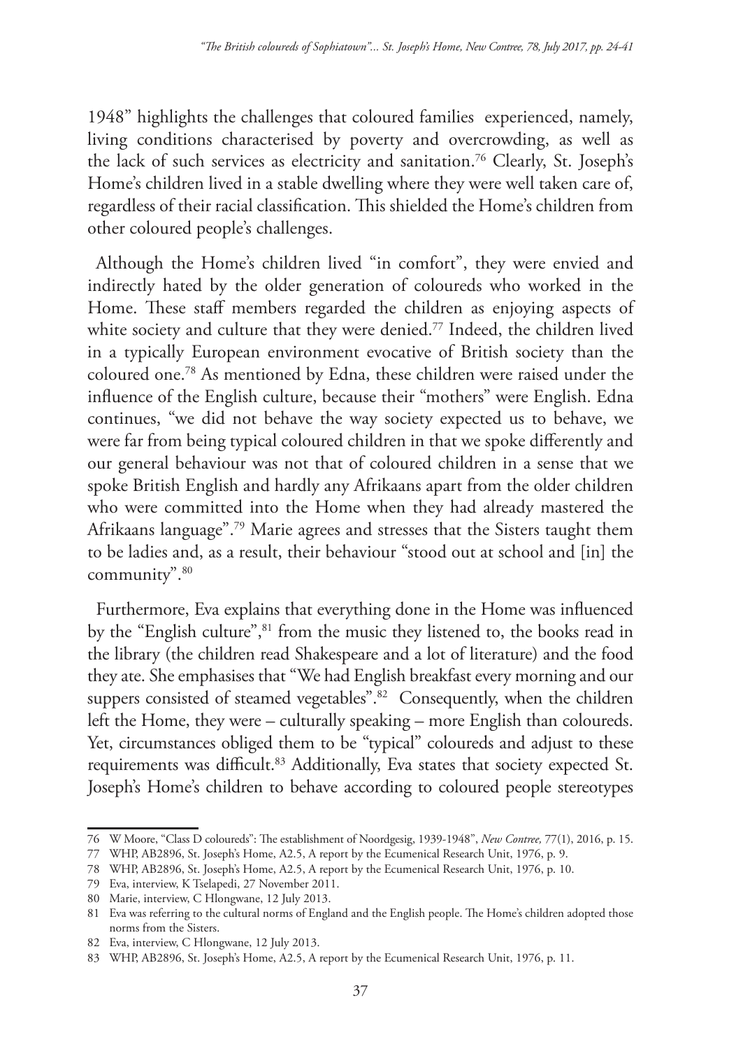1948" highlights the challenges that coloured families experienced, namely, living conditions characterised by poverty and overcrowding, as well as the lack of such services as electricity and sanitation.[76] Clearly, St. Joseph's Home's children lived in a stable dwelling where they were well taken care of, regardless of their racial classification. This shielded the Home's children from other coloured people's challenges.

Although the Home's children lived "in comfort", they were envied and indirectly hated by the older generation of coloureds who worked in the Home. These staff members regarded the children as enjoying aspects of white society and culture that they were denied.[77] Indeed, the children lived in a typically European environment evocative of British society than the coloured one.[78] As mentioned by Edna, these children were raised under the influence of the English culture, because their "mothers" were English. Edna continues, "we did not behave the way society expected us to behave, we were far from being typical coloured children in that we spoke differently and our general behaviour was not that of coloured children in a sense that we spoke British English and hardly any Afrikaans apart from the older children who were committed into the Home when they had already mastered the Afrikaans language".[79] Marie agrees and stresses that the Sisters taught them to be ladies and, as a result, their behaviour "stood out at school and [in] the community".[80]

Furthermore, Eva explains that everything done in the Home was influenced by the "English culture",[81] from the music they listened to, the books read in the library (the children read Shakespeare and a lot of literature) and the food they ate. She emphasises that "We had English breakfast every morning and our suppers consisted of steamed vegetables".[82] Consequently, when the children left the Home, they were – culturally speaking – more English than coloureds. Yet, circumstances obliged them to be "typical" coloureds and adjust to these requirements was difficult.[83] Additionally, Eva states that society expected St. Joseph's Home's children to behave according to coloured people stereotypes

---

76 W Moore, "Class D coloureds": The establishment of Noordgesig, 1939-1948", *New Contree,* 77(1), 2016, p. 15.

77 WHP, AB2896, St. Joseph's Home, A2.5, A report by the Ecumenical Research Unit, 1976, p. 9.

78 WHP, AB2896, St. Joseph's Home, A2.5, A report by the Ecumenical Research Unit, 1976, p. 10.

79 Eva, interview, K Tselapedi, 27 November 2011.

80 Marie, interview, C Hlongwane, 12 July 2013.

81 Eva was referring to the cultural norms of England and the English people. The Home's children adopted those norms from the Sisters.

82 Eva, interview, C Hlongwane, 12 July 2013.

83 WHP, AB2896, St. Joseph's Home, A2.5, A report by the Ecumenical Research Unit, 1976, p. 11.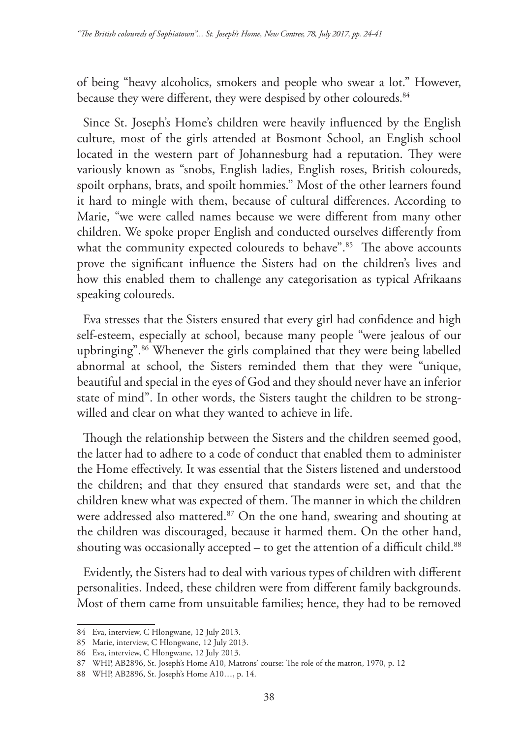of being "heavy alcoholics, smokers and people who swear a lot." However, because they were different, they were despised by other coloureds.[84]

Since St. Joseph's Home's children were heavily influenced by the English culture, most of the girls attended at Bosmont School, an English school located in the western part of Johannesburg had a reputation. They were variously known as "snobs, English ladies, English roses, British coloureds, spoilt orphans, brats, and spoilt hommies." Most of the other learners found it hard to mingle with them, because of cultural differences. According to Marie, "we were called names because we were different from many other children. We spoke proper English and conducted ourselves differently from what the community expected coloureds to behave".[85] The above accounts prove the significant influence the Sisters had on the children's lives and how this enabled them to challenge any categorisation as typical Afrikaans speaking coloureds.

Eva stresses that the Sisters ensured that every girl had confidence and high self-esteem, especially at school, because many people "were jealous of our upbringing".[86] Whenever the girls complained that they were being labelled abnormal at school, the Sisters reminded them that they were "unique, beautiful and special in the eyes of God and they should never have an inferior state of mind". In other words, the Sisters taught the children to be strong-willed and clear on what they wanted to achieve in life.

Though the relationship between the Sisters and the children seemed good, the latter had to adhere to a code of conduct that enabled them to administer the Home effectively. It was essential that the Sisters listened and understood the children; and that they ensured that standards were set, and that the children knew what was expected of them. The manner in which the children were addressed also mattered.[87] On the one hand, swearing and shouting at the children was discouraged, because it harmed them. On the other hand, shouting was occasionally accepted – to get the attention of a difficult child.[88]

Evidently, the Sisters had to deal with various types of children with different personalities. Indeed, these children were from different family backgrounds. Most of them came from unsuitable families; hence, they had to be removed

---

84 Eva, interview, C Hlongwane, 12 July 2013.

85 Marie, interview, C Hlongwane, 12 July 2013.

86 Eva, interview, C Hlongwane, 12 July 2013.

87 WHP, AB2896, St. Joseph's Home A10, Matrons' course: The role of the matron, 1970, p. 12

88 WHP, AB2896, St. Joseph's Home A10…, p. 14.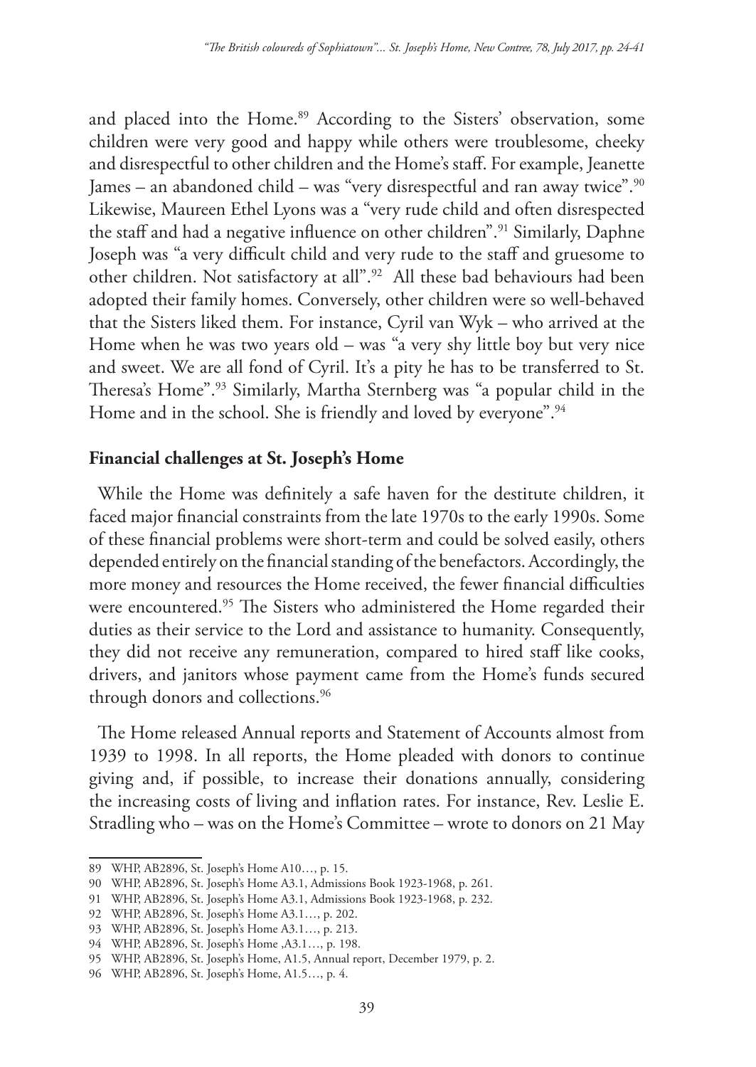and placed into the Home.[89] According to the Sisters' observation, some children were very good and happy while others were troublesome, cheeky and disrespectful to other children and the Home's staff. For example, Jeanette James – an abandoned child – was "very disrespectful and ran away twice".[90] Likewise, Maureen Ethel Lyons was a "very rude child and often disrespected the staff and had a negative influence on other children".[91] Similarly, Daphne Joseph was "a very difficult child and very rude to the staff and gruesome to other children. Not satisfactory at all".[92] All these bad behaviours had been adopted their family homes. Conversely, other children were so well-behaved that the Sisters liked them. For instance, Cyril van Wyk – who arrived at the Home when he was two years old – was "a very shy little boy but very nice and sweet. We are all fond of Cyril. It's a pity he has to be transferred to St. Theresa's Home".[93] Similarly, Martha Sternberg was "a popular child in the Home and in the school. She is friendly and loved by everyone".[94]

## Financial challenges at St. Joseph's Home

While the Home was definitely a safe haven for the destitute children, it faced major financial constraints from the late 1970s to the early 1990s. Some of these financial problems were short-term and could be solved easily, others depended entirely on the financial standing of the benefactors. Accordingly, the more money and resources the Home received, the fewer financial difficulties were encountered.[95] The Sisters who administered the Home regarded their duties as their service to the Lord and assistance to humanity. Consequently, they did not receive any remuneration, compared to hired staff like cooks, drivers, and janitors whose payment came from the Home's funds secured through donors and collections.[96]

The Home released Annual reports and Statement of Accounts almost from 1939 to 1998. In all reports, the Home pleaded with donors to continue giving and, if possible, to increase their donations annually, considering the increasing costs of living and inflation rates. For instance, Rev. Leslie E. Stradling who – was on the Home's Committee – wrote to donors on 21 May

---

89 WHP, AB2896, St. Joseph's Home A10…, p. 15.

90 WHP, AB2896, St. Joseph's Home A3.1, Admissions Book 1923-1968, p. 261.

91 WHP, AB2896, St. Joseph's Home A3.1, Admissions Book 1923-1968, p. 232.

92 WHP, AB2896, St. Joseph's Home A3.1…, p. 202.

93 WHP, AB2896, St. Joseph's Home A3.1…, p. 213.

94 WHP, AB2896, St. Joseph's Home ,A3.1…, p. 198.

95 WHP, AB2896, St. Joseph's Home, A1.5, Annual report, December 1979, p. 2.

96 WHP, AB2896, St. Joseph's Home, A1.5…, p. 4.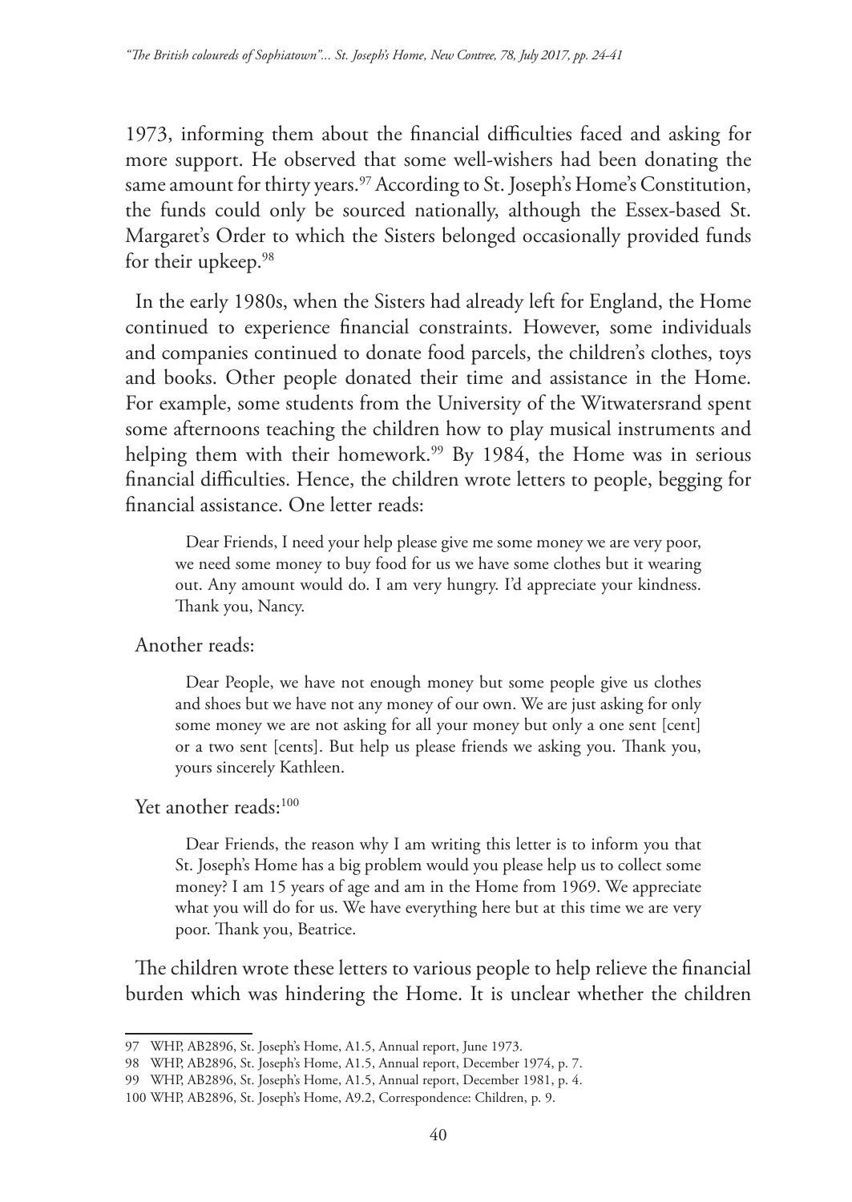1973, informing them about the financial difficulties faced and asking for more support. He observed that some well-wishers had been donating the same amount for thirty years.[97] According to St. Joseph's Home's Constitution, the funds could only be sourced nationally, although the Essex-based St. Margaret's Order to which the Sisters belonged occasionally provided funds for their upkeep.[98]

In the early 1980s, when the Sisters had already left for England, the Home continued to experience financial constraints. However, some individuals and companies continued to donate food parcels, the children's clothes, toys and books. Other people donated their time and assistance in the Home. For example, some students from the University of the Witwatersrand spent some afternoons teaching the children how to play musical instruments and helping them with their homework.[99] By 1984, the Home was in serious financial difficulties. Hence, the children wrote letters to people, begging for financial assistance. One letter reads:

> Dear Friends, I need your help please give me some money we are very poor, we need some money to buy food for us we have some clothes but it wearing out. Any amount would do. I am very hungry. I'd appreciate your kindness. Thank you, Nancy.

Another reads:

> Dear People, we have not enough money but some people give us clothes and shoes but we have not any money of our own. We are just asking for only some money we are not asking for all your money but only a one sent [cent] or a two sent [cents]. But help us please friends we asking you. Thank you, yours sincerely Kathleen.

Yet another reads:[100]

> Dear Friends, the reason why I am writing this letter is to inform you that St. Joseph's Home has a big problem would you please help us to collect some money? I am 15 years of age and am in the Home from 1969. We appreciate what you will do for us. We have everything here but at this time we are very poor. Thank you, Beatrice.

The children wrote these letters to various people to help relieve the financial burden which was hindering the Home. It is unclear whether the children

---

97 WHP, AB2896, St. Joseph's Home, A1.5, Annual report, June 1973.

98 WHP, AB2896, St. Joseph's Home, A1.5, Annual report, December 1974, p. 7.

99 WHP, AB2896, St. Joseph's Home, A1.5, Annual report, December 1981, p. 4.

100 WHP, AB2896, St. Joseph's Home, A9.2, Correspondence: Children, p. 9.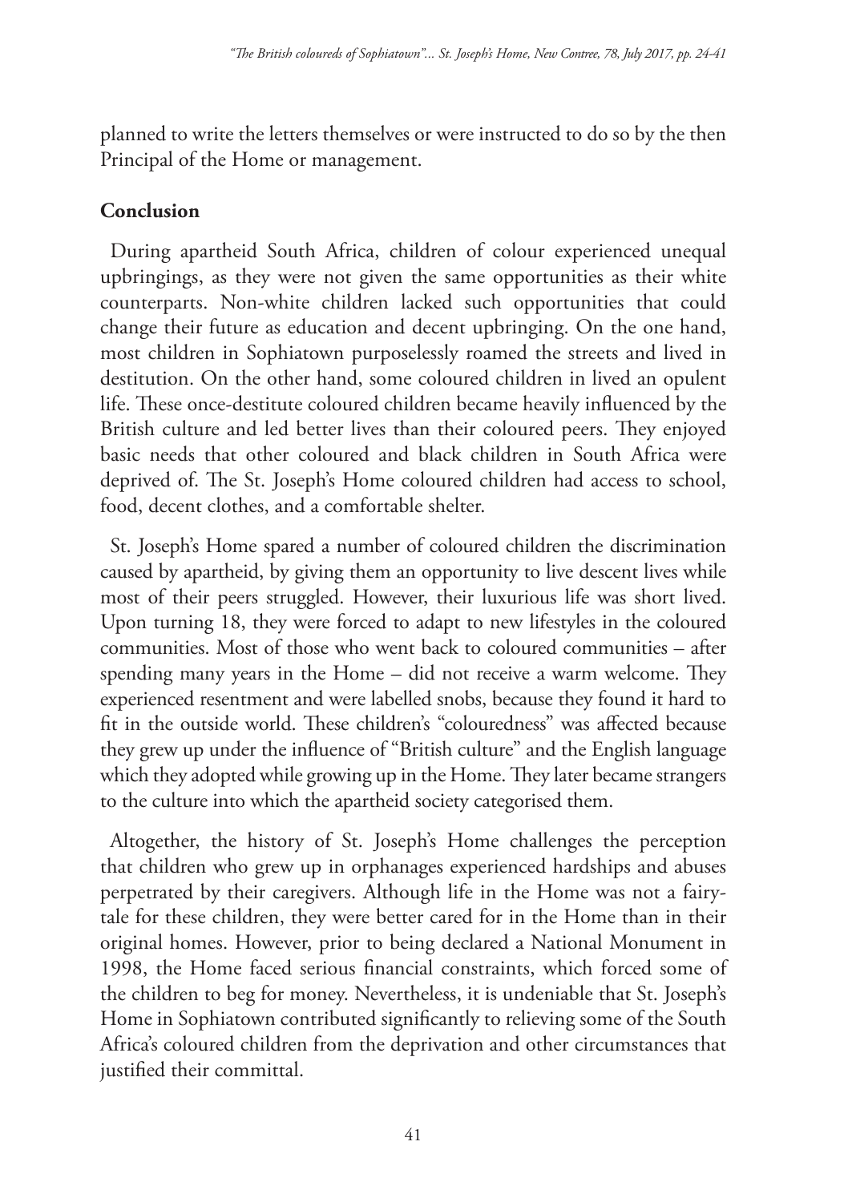planned to write the letters themselves or were instructed to do so by the then Principal of the Home or management.

## Conclusion

During apartheid South Africa, children of colour experienced unequal upbringings, as they were not given the same opportunities as their white counterparts. Non-white children lacked such opportunities that could change their future as education and decent upbringing. On the one hand, most children in Sophiatown purposelessly roamed the streets and lived in destitution. On the other hand, some coloured children in lived an opulent life. These once-destitute coloured children became heavily influenced by the British culture and led better lives than their coloured peers. They enjoyed basic needs that other coloured and black children in South Africa were deprived of. The St. Joseph's Home coloured children had access to school, food, decent clothes, and a comfortable shelter.

St. Joseph's Home spared a number of coloured children the discrimination caused by apartheid, by giving them an opportunity to live descent lives while most of their peers struggled. However, their luxurious life was short lived. Upon turning 18, they were forced to adapt to new lifestyles in the coloured communities. Most of those who went back to coloured communities – after spending many years in the Home – did not receive a warm welcome. They experienced resentment and were labelled snobs, because they found it hard to fit in the outside world. These children's "colouredness" was affected because they grew up under the influence of "British culture" and the English language which they adopted while growing up in the Home. They later became strangers to the culture into which the apartheid society categorised them.

Altogether, the history of St. Joseph's Home challenges the perception that children who grew up in orphanages experienced hardships and abuses perpetrated by their caregivers. Although life in the Home was not a fairy-tale for these children, they were better cared for in the Home than in their original homes. However, prior to being declared a National Monument in 1998, the Home faced serious financial constraints, which forced some of the children to beg for money. Nevertheless, it is undeniable that St. Joseph's Home in Sophiatown contributed significantly to relieving some of the South Africa's coloured children from the deprivation and other circumstances that justified their committal.